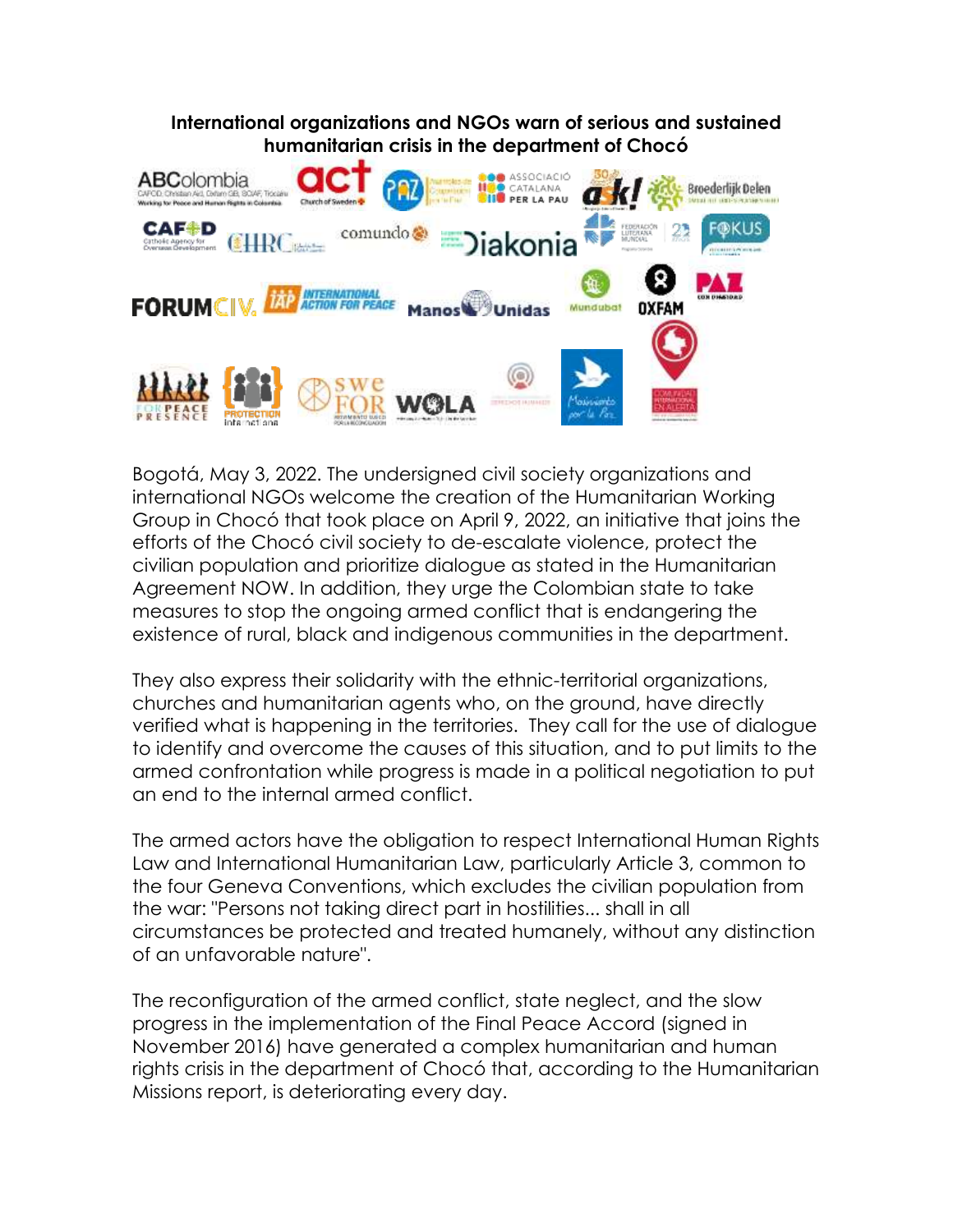# International organizations and NGOs warn of serious and sustained humanitarian crisis in the department of Chocó

Bogotá, May 3, 2022. The undersigned civil society organizations and international NGOs welcome the creation of the Humanitarian Working Group in Chocó that took place on April 9, 2022, an initiative that joins the efforts of the Chocó civil society to de-escalate violence, protect the civilian population and prioritize dialogue as stated in the Humanitarian Agreement NOW. In addition, they urge the Colombian state to take measures to stop the ongoing armed conflict that is endangering the existence of rural, black and indigenous communities in the department.

They also express their solidarity with the ethnic-territorial organizations, churches and humanitarian agents who, on the ground, have directly verified what is happening in the territories. They call for the use of dialogue to identify and overcome the causes of this situation, and to put limits to the armed confrontation while progress is made in a political negotiation to put an end to the internal armed conflict.

The armed actors have the obligation to respect International Human Rights Law and International Humanitarian Law, particularly Article 3, common to the four Geneva Conventions, which excludes the civilian population from the war: "Persons not taking direct part in hostilities... shall in all circumstances be protected and treated humanely, without any distinction of an unfavorable nature".

The reconfiguration of the armed conflict, state neglect, and the slow progress in the implementation of the Final Peace Accord (signed in November 2016) have generated a complex humanitarian and human rights crisis in the department of Chocó that, according to the Humanitarian Missions report, is deteriorating every day.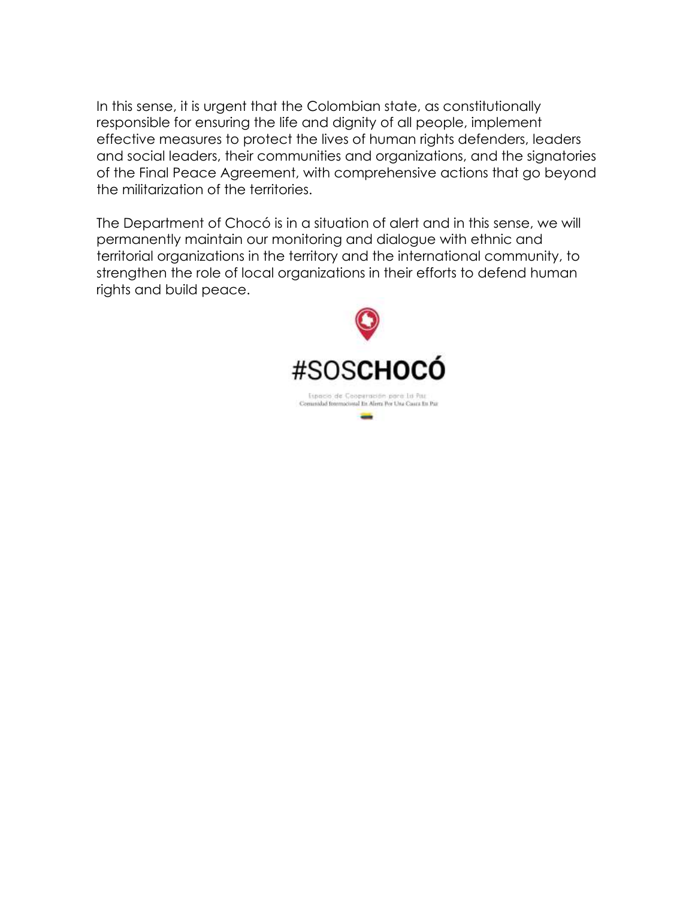In this sense, it is urgent that the Colombian state, as constitutionally responsible for ensuring the life and dignity of all people, implement effective measures to protect the lives of human rights defenders, leaders and social leaders, their communities and organizations, and the signatories of the Final Peace Agreement, with comprehensive actions that go beyond the militarization of the territories.

The Department of Chocó is in a situation of alert and in this sense, we will permanently maintain our monitoring and dialogue with ethnic and territorial organizations in the territory and the international community, to strengthen the role of local organizations in their efforts to defend human rights and build peace.

#SOS**CHOCÓ**

Espacio de Cooperación para La Paz
Comunidad Internacional En Alerta Por Una Cauca En Paz